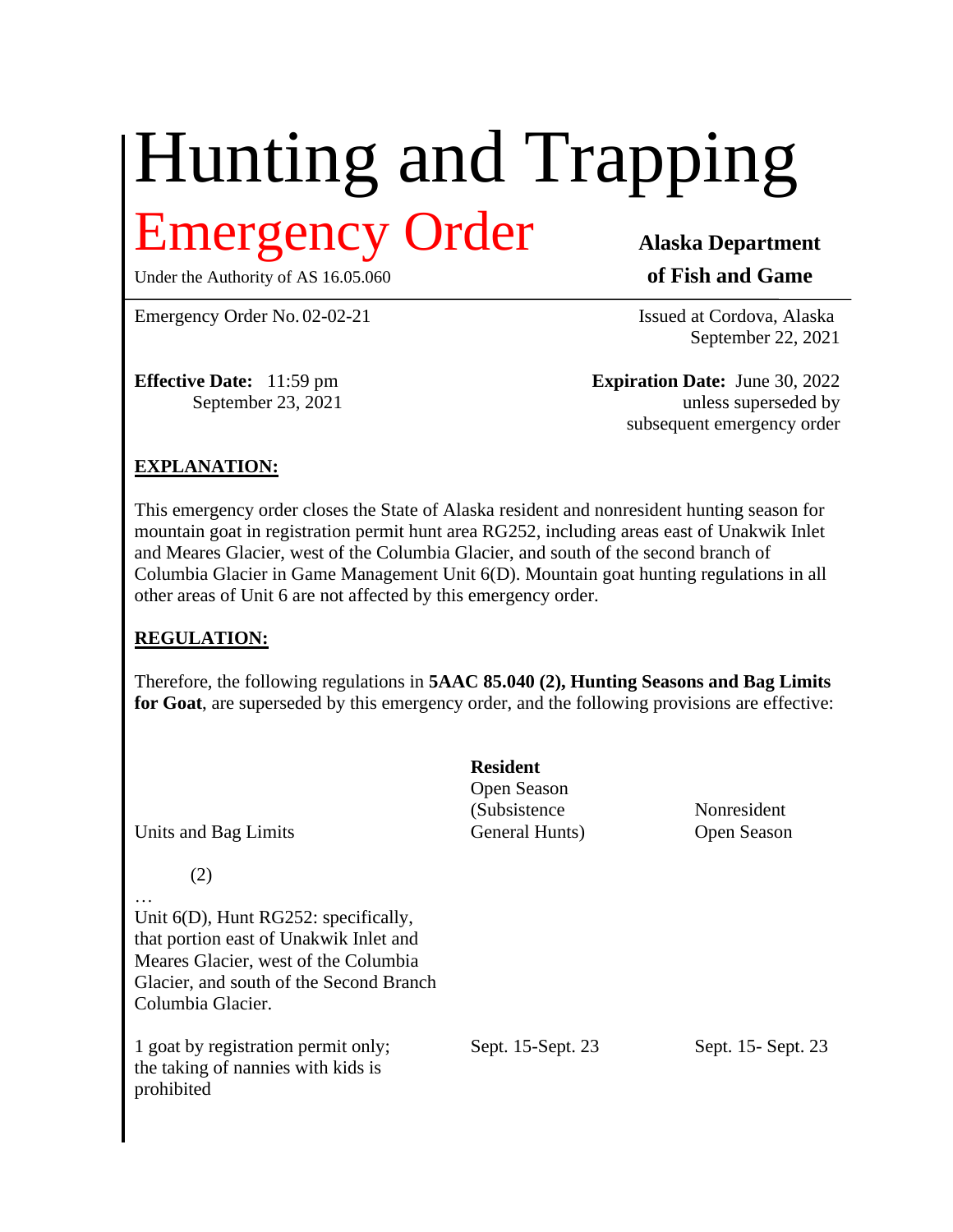# Hunting and Trapping

## Emergency Order

Under the Authority of AS 16.05.060

**Alaska Department of Fish and Game**

Emergency Order No. 02-02-21

Issued at Cordova, Alaska
September 22, 2021

**Effective Date:** 11:59 pm
September 23, 2021

**Expiration Date:** June 30, 2022
unless superseded by
subsequent emergency order

**EXPLANATION:**

This emergency order closes the State of Alaska resident and nonresident hunting season for mountain goat in registration permit hunt area RG252, including areas east of Unakwik Inlet and Meares Glacier, west of the Columbia Glacier, and south of the second branch of Columbia Glacier in Game Management Unit 6(D). Mountain goat hunting regulations in all other areas of Unit 6 are not affected by this emergency order.

**REGULATION:**

Therefore, the following regulations in **5AAC 85.040 (2), Hunting Seasons and Bag Limits for Goat**, are superseded by this emergency order, and the following provisions are effective:

| Units and Bag Limits | **Resident** Open Season (Subsistence General Hunts) | Nonresident Open Season |
|---|---|---|
| (2) | | |
| … Unit 6(D), Hunt RG252: specifically, that portion east of Unakwik Inlet and Meares Glacier, west of the Columbia Glacier, and south of the Second Branch Columbia Glacier. | | |
| 1 goat by registration permit only; the taking of nannies with kids is prohibited | Sept. 15-Sept. 23 | Sept. 15- Sept. 23 |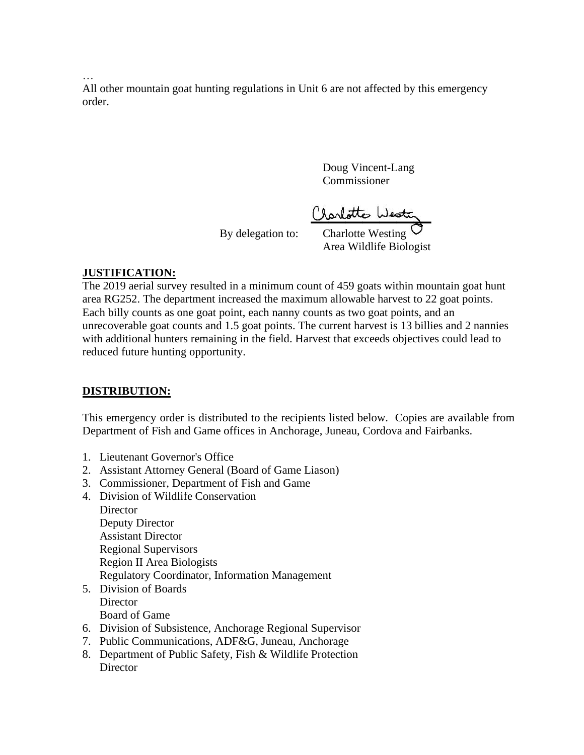…

All other mountain goat hunting regulations in Unit 6 are not affected by this emergency order.

Doug Vincent-Lang
Commissioner

By delegation to: Charlotte Westing
Area Wildlife Biologist

**JUSTIFICATION:**

The 2019 aerial survey resulted in a minimum count of 459 goats within mountain goat hunt area RG252. The department increased the maximum allowable harvest to 22 goat points. Each billy counts as one goat point, each nanny counts as two goat points, and an unrecoverable goat counts and 1.5 goat points. The current harvest is 13 billies and 2 nannies with additional hunters remaining in the field. Harvest that exceeds objectives could lead to reduced future hunting opportunity.

**DISTRIBUTION:**

This emergency order is distributed to the recipients listed below. Copies are available from Department of Fish and Game offices in Anchorage, Juneau, Cordova and Fairbanks.

1. Lieutenant Governor's Office
2. Assistant Attorney General (Board of Game Liason)
3. Commissioner, Department of Fish and Game
4. Division of Wildlife Conservation
   Director
   Deputy Director
   Assistant Director
   Regional Supervisors
   Region II Area Biologists
   Regulatory Coordinator, Information Management
5. Division of Boards
   Director
   Board of Game
6. Division of Subsistence, Anchorage Regional Supervisor
7. Public Communications, ADF&G, Juneau, Anchorage
8. Department of Public Safety, Fish & Wildlife Protection
   Director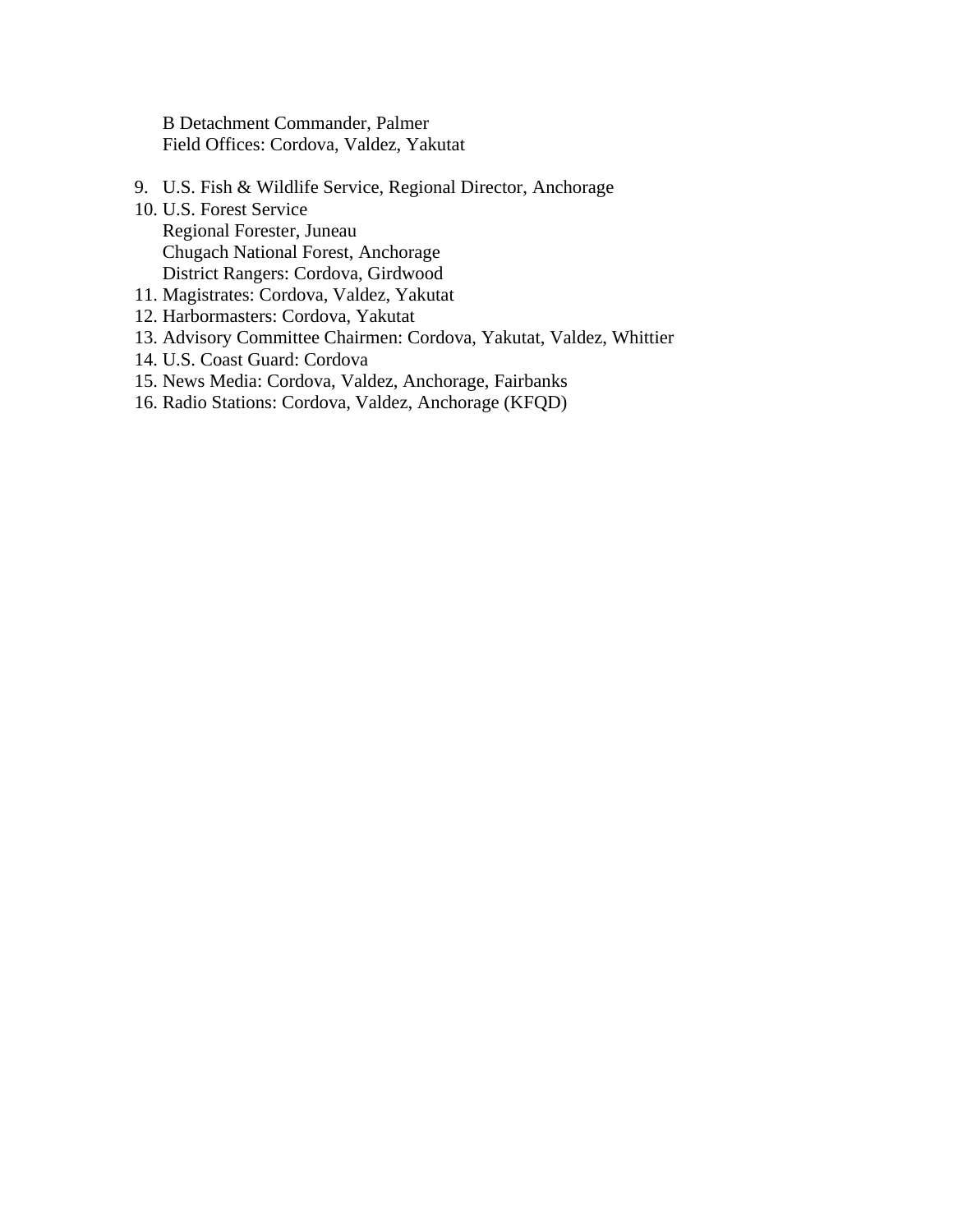B Detachment Commander, Palmer
Field Offices: Cordova, Valdez, Yakutat

9. U.S. Fish & Wildlife Service, Regional Director, Anchorage
10. U.S. Forest Service
    Regional Forester, Juneau
    Chugach National Forest, Anchorage
    District Rangers: Cordova, Girdwood
11. Magistrates: Cordova, Valdez, Yakutat
12. Harbormasters: Cordova, Yakutat
13. Advisory Committee Chairmen: Cordova, Yakutat, Valdez, Whittier
14. U.S. Coast Guard: Cordova
15. News Media: Cordova, Valdez, Anchorage, Fairbanks
16. Radio Stations: Cordova, Valdez, Anchorage (KFQD)